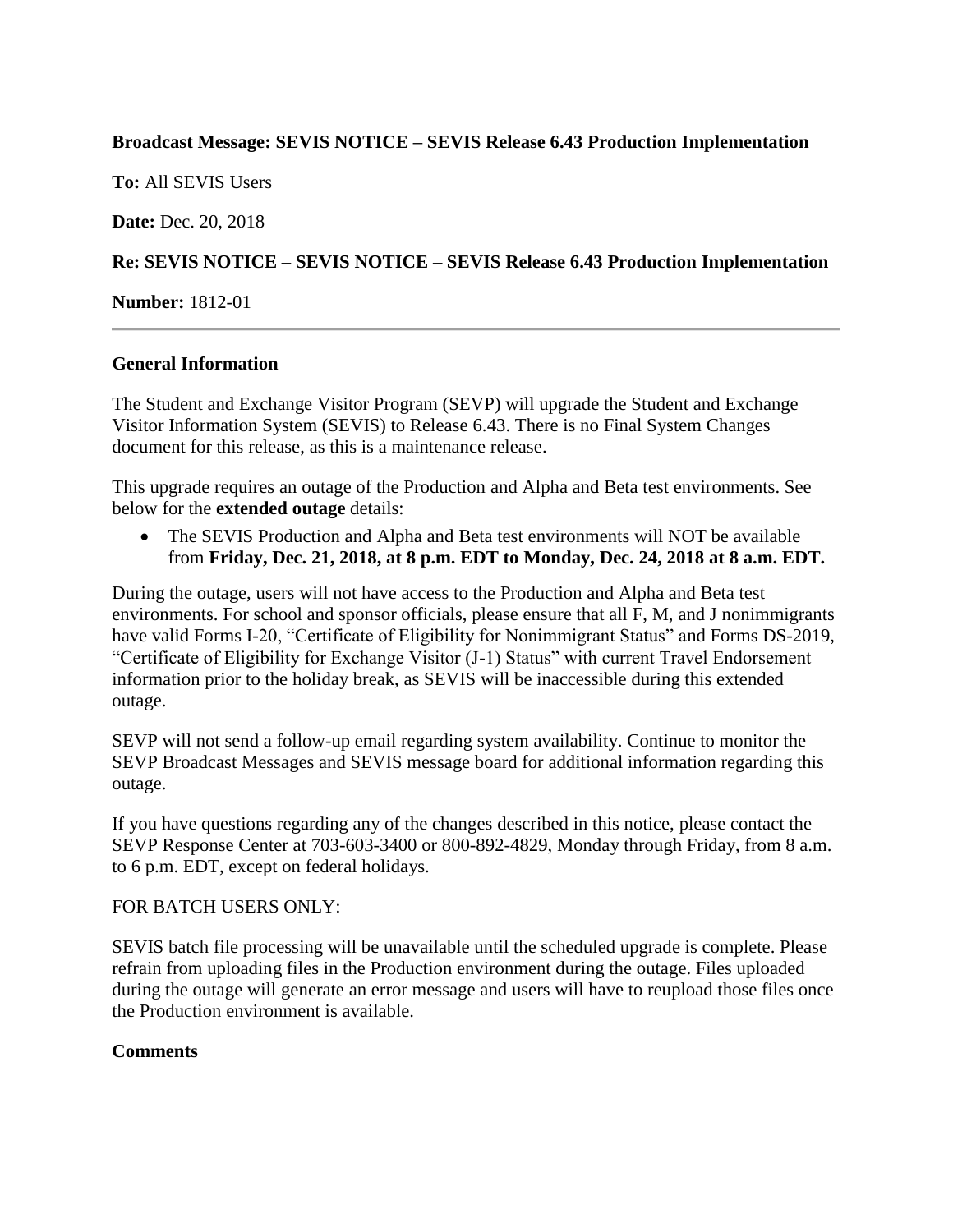**Broadcast Message: SEVIS NOTICE – SEVIS Release 6.43 Production Implementation**

**To:** All SEVIS Users

**Date:** Dec. 20, 2018

**Re: SEVIS NOTICE – SEVIS NOTICE – SEVIS Release 6.43 Production Implementation**

**Number:** 1812-01

---

**General Information**

The Student and Exchange Visitor Program (SEVP) will upgrade the Student and Exchange Visitor Information System (SEVIS) to Release 6.43. There is no Final System Changes document for this release, as this is a maintenance release.

This upgrade requires an outage of the Production and Alpha and Beta test environments. See below for the **extended outage** details:

- The SEVIS Production and Alpha and Beta test environments will NOT be available from **Friday, Dec. 21, 2018, at 8 p.m. EDT to Monday, Dec. 24, 2018 at 8 a.m. EDT.**

During the outage, users will not have access to the Production and Alpha and Beta test environments. For school and sponsor officials, please ensure that all F, M, and J nonimmigrants have valid Forms I-20, "Certificate of Eligibility for Nonimmigrant Status" and Forms DS-2019, "Certificate of Eligibility for Exchange Visitor (J-1) Status" with current Travel Endorsement information prior to the holiday break, as SEVIS will be inaccessible during this extended outage.

SEVP will not send a follow-up email regarding system availability. Continue to monitor the SEVP Broadcast Messages and SEVIS message board for additional information regarding this outage.

If you have questions regarding any of the changes described in this notice, please contact the SEVP Response Center at 703-603-3400 or 800-892-4829, Monday through Friday, from 8 a.m. to 6 p.m. EDT, except on federal holidays.

FOR BATCH USERS ONLY:

SEVIS batch file processing will be unavailable until the scheduled upgrade is complete. Please refrain from uploading files in the Production environment during the outage. Files uploaded during the outage will generate an error message and users will have to reupload those files once the Production environment is available.

**Comments**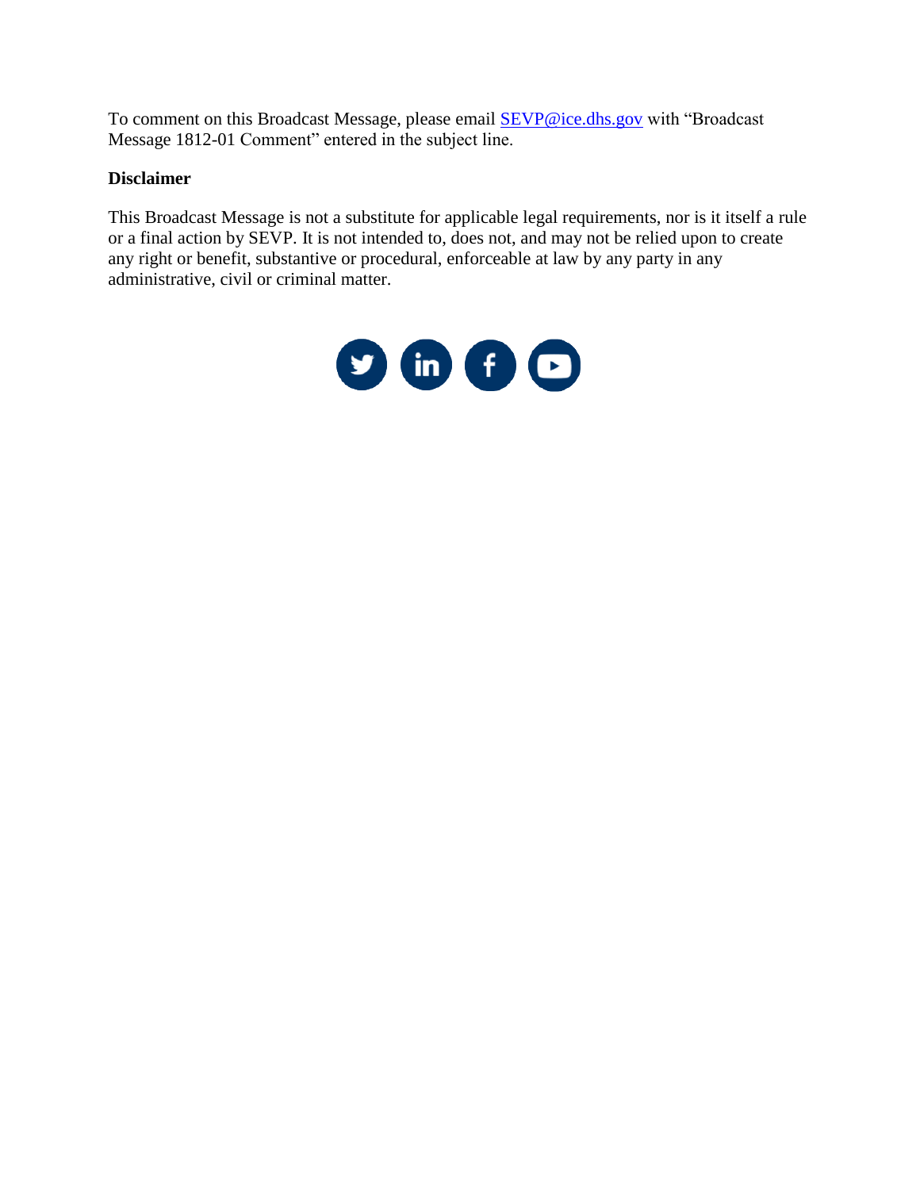To comment on this Broadcast Message, please email [SEVP@ice.dhs.gov](mailto:SEVP@ice.dhs.gov) with "Broadcast Message 1812-01 Comment" entered in the subject line.

**Disclaimer**

This Broadcast Message is not a substitute for applicable legal requirements, nor is it itself a rule or a final action by SEVP. It is not intended to, does not, and may not be relied upon to create any right or benefit, substantive or procedural, enforceable at law by any party in any administrative, civil or criminal matter.